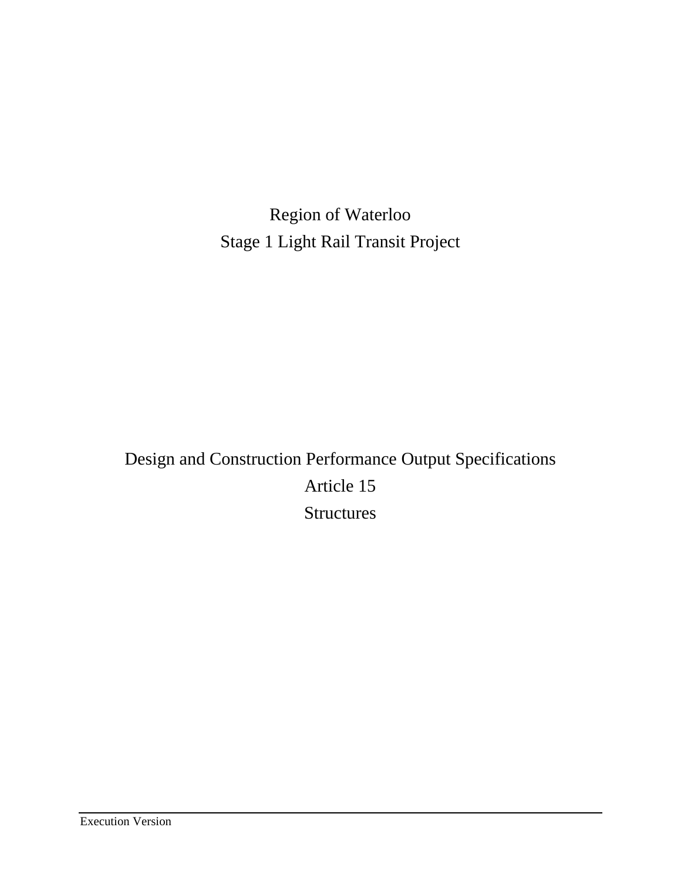# Region of Waterloo
# Stage 1 Light Rail Transit Project

## Design and Construction Performance Output Specifications
## Article 15
## Structures

Execution Version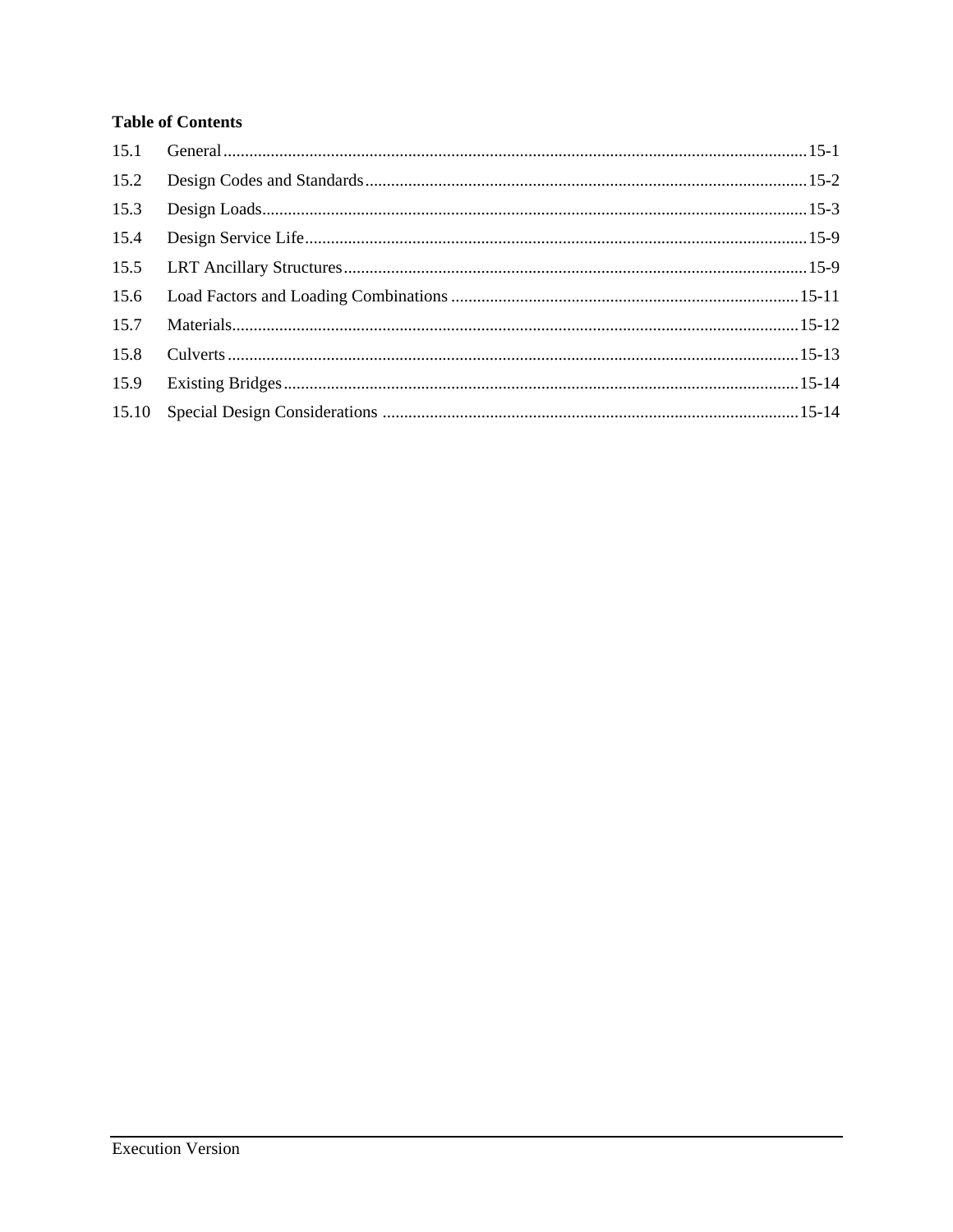**Table of Contents**

| | | |
|---|---|---|
| 15.1 | General | 15-1 |
| 15.2 | Design Codes and Standards | 15-2 |
| 15.3 | Design Loads | 15-3 |
| 15.4 | Design Service Life | 15-9 |
| 15.5 | LRT Ancillary Structures | 15-9 |
| 15.6 | Load Factors and Loading Combinations | 15-11 |
| 15.7 | Materials | 15-12 |
| 15.8 | Culverts | 15-13 |
| 15.9 | Existing Bridges | 15-14 |
| 15.10 | Special Design Considerations | 15-14 |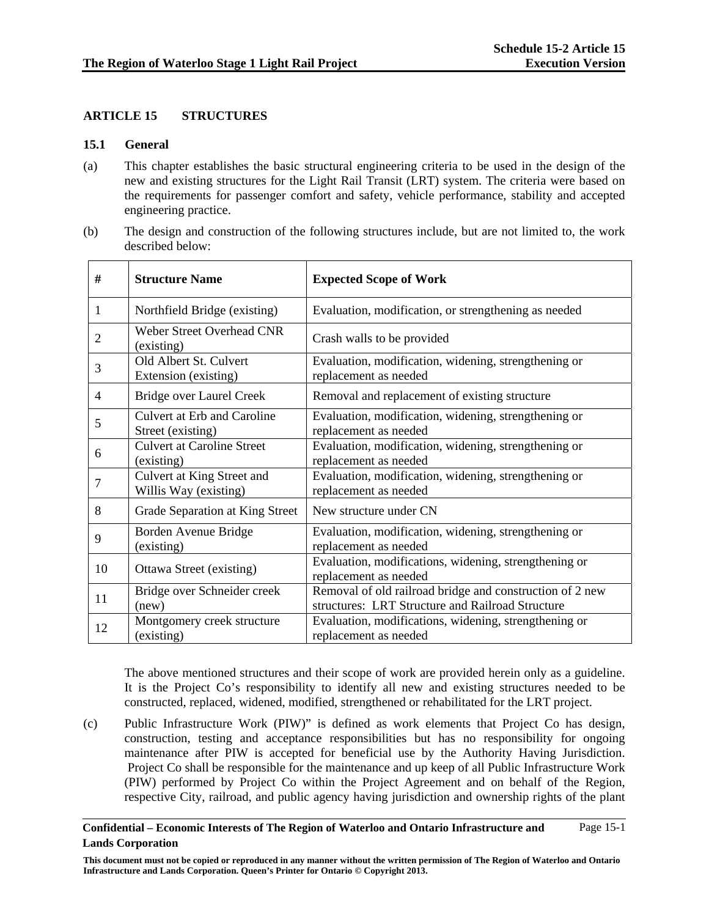## ARTICLE 15 STRUCTURES

### 15.1 General

(a) This chapter establishes the basic structural engineering criteria to be used in the design of the new and existing structures for the Light Rail Transit (LRT) system. The criteria were based on the requirements for passenger comfort and safety, vehicle performance, stability and accepted engineering practice.

(b) The design and construction of the following structures include, but are not limited to, the work described below:

| # | Structure Name | Expected Scope of Work |
|---|---|---|
| 1 | Northfield Bridge (existing) | Evaluation, modification, or strengthening as needed |
| 2 | Weber Street Overhead CNR (existing) | Crash walls to be provided |
| 3 | Old Albert St. Culvert Extension (existing) | Evaluation, modification, widening, strengthening or replacement as needed |
| 4 | Bridge over Laurel Creek | Removal and replacement of existing structure |
| 5 | Culvert at Erb and Caroline Street (existing) | Evaluation, modification, widening, strengthening or replacement as needed |
| 6 | Culvert at Caroline Street (existing) | Evaluation, modification, widening, strengthening or replacement as needed |
| 7 | Culvert at King Street and Willis Way (existing) | Evaluation, modification, widening, strengthening or replacement as needed |
| 8 | Grade Separation at King Street | New structure under CN |
| 9 | Borden Avenue Bridge (existing) | Evaluation, modification, widening, strengthening or replacement as needed |
| 10 | Ottawa Street (existing) | Evaluation, modifications, widening, strengthening or replacement as needed |
| 11 | Bridge over Schneider creek (new) | Removal of old railroad bridge and construction of 2 new structures: LRT Structure and Railroad Structure |
| 12 | Montgomery creek structure (existing) | Evaluation, modifications, widening, strengthening or replacement as needed |

The above mentioned structures and their scope of work are provided herein only as a guideline. It is the Project Co's responsibility to identify all new and existing structures needed to be constructed, replaced, widened, modified, strengthened or rehabilitated for the LRT project.

(c) Public Infrastructure Work (PIW)" is defined as work elements that Project Co has design, construction, testing and acceptance responsibilities but has no responsibility for ongoing maintenance after PIW is accepted for beneficial use by the Authority Having Jurisdiction. Project Co shall be responsible for the maintenance and up keep of all Public Infrastructure Work (PIW) performed by Project Co within the Project Agreement and on behalf of the Region, respective City, railroad, and public agency having jurisdiction and ownership rights of the plant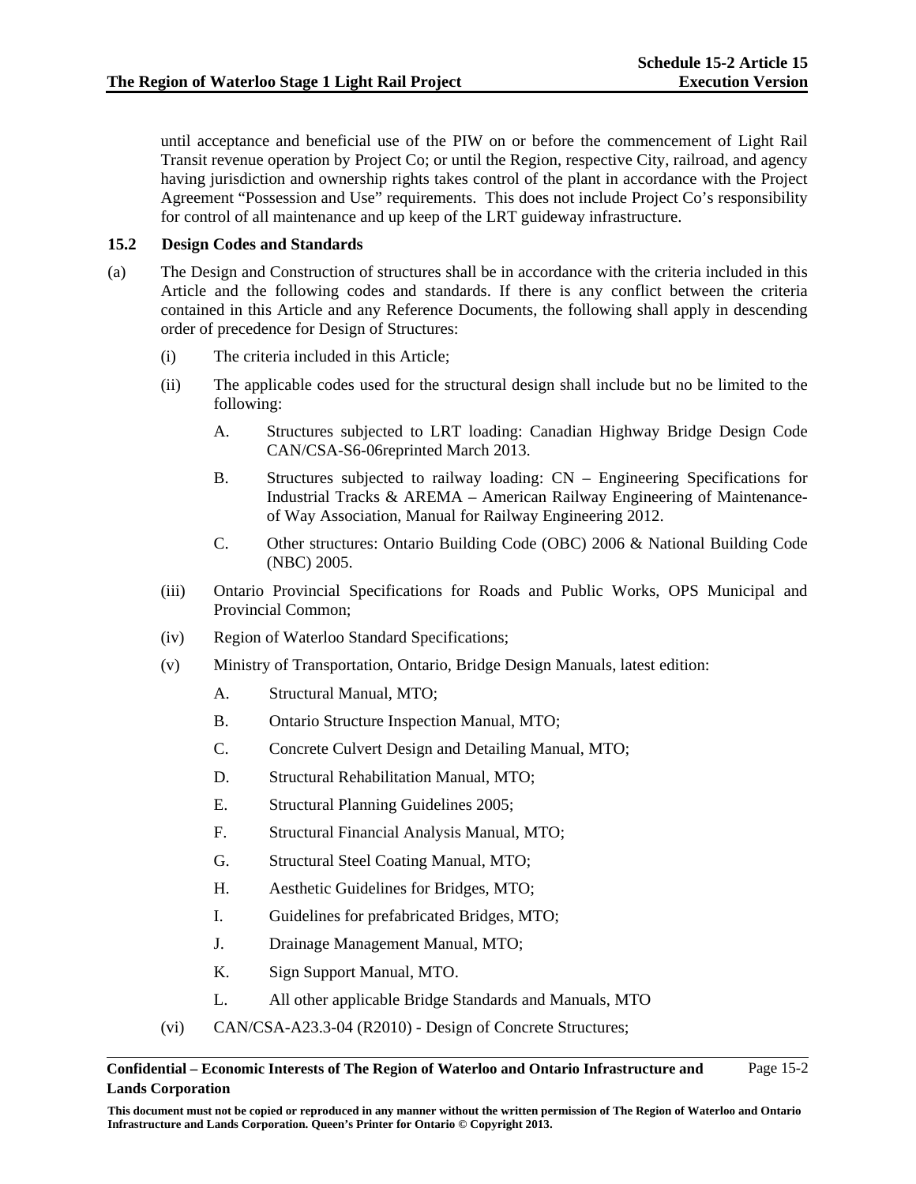until acceptance and beneficial use of the PIW on or before the commencement of Light Rail Transit revenue operation by Project Co; or until the Region, respective City, railroad, and agency having jurisdiction and ownership rights takes control of the plant in accordance with the Project Agreement "Possession and Use" requirements. This does not include Project Co's responsibility for control of all maintenance and up keep of the LRT guideway infrastructure.

### 15.2 Design Codes and Standards

(a) The Design and Construction of structures shall be in accordance with the criteria included in this Article and the following codes and standards. If there is any conflict between the criteria contained in this Article and any Reference Documents, the following shall apply in descending order of precedence for Design of Structures:

(i) The criteria included in this Article;

(ii) The applicable codes used for the structural design shall include but no be limited to the following:

A. Structures subjected to LRT loading: Canadian Highway Bridge Design Code CAN/CSA-S6-06reprinted March 2013.

B. Structures subjected to railway loading: CN – Engineering Specifications for Industrial Tracks & AREMA – American Railway Engineering of Maintenance-of Way Association, Manual for Railway Engineering 2012.

C. Other structures: Ontario Building Code (OBC) 2006 & National Building Code (NBC) 2005.

(iii) Ontario Provincial Specifications for Roads and Public Works, OPS Municipal and Provincial Common;

(iv) Region of Waterloo Standard Specifications;

(v) Ministry of Transportation, Ontario, Bridge Design Manuals, latest edition:

A. Structural Manual, MTO;

B. Ontario Structure Inspection Manual, MTO;

C. Concrete Culvert Design and Detailing Manual, MTO;

D. Structural Rehabilitation Manual, MTO;

E. Structural Planning Guidelines 2005;

F. Structural Financial Analysis Manual, MTO;

G. Structural Steel Coating Manual, MTO;

H. Aesthetic Guidelines for Bridges, MTO;

I. Guidelines for prefabricated Bridges, MTO;

J. Drainage Management Manual, MTO;

K. Sign Support Manual, MTO.

L. All other applicable Bridge Standards and Manuals, MTO

(vi) CAN/CSA-A23.3-04 (R2010) - Design of Concrete Structures;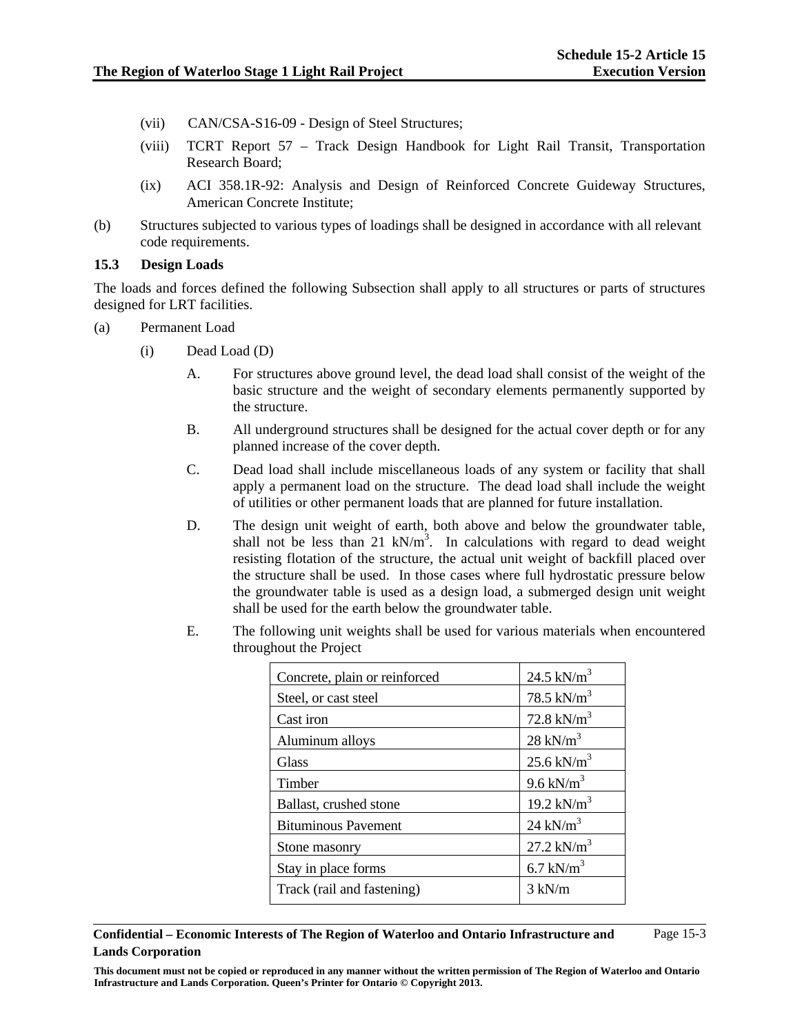(vii) CAN/CSA-S16-09 - Design of Steel Structures;

(viii) TCRT Report 57 – Track Design Handbook for Light Rail Transit, Transportation Research Board;

(ix) ACI 358.1R-92: Analysis and Design of Reinforced Concrete Guideway Structures, American Concrete Institute;

(b) Structures subjected to various types of loadings shall be designed in accordance with all relevant code requirements.

### 15.3 Design Loads

The loads and forces defined the following Subsection shall apply to all structures or parts of structures designed for LRT facilities.

(a) Permanent Load

(i) Dead Load (D)

A. For structures above ground level, the dead load shall consist of the weight of the basic structure and the weight of secondary elements permanently supported by the structure.

B. All underground structures shall be designed for the actual cover depth or for any planned increase of the cover depth.

C. Dead load shall include miscellaneous loads of any system or facility that shall apply a permanent load on the structure. The dead load shall include the weight of utilities or other permanent loads that are planned for future installation.

D. The design unit weight of earth, both above and below the groundwater table, shall not be less than 21 kN/m$^3$. In calculations with regard to dead weight resisting flotation of the structure, the actual unit weight of backfill placed over the structure shall be used. In those cases where full hydrostatic pressure below the groundwater table is used as a design load, a submerged design unit weight shall be used for the earth below the groundwater table.

E. The following unit weights shall be used for various materials when encountered throughout the Project

| Material | Unit Weight |
| --- | --- |
| Concrete, plain or reinforced | 24.5 kN/m$^3$ |
| Steel, or cast steel | 78.5 kN/m$^3$ |
| Cast iron | 72.8 kN/m$^3$ |
| Aluminum alloys | 28 kN/m$^3$ |
| Glass | 25.6 kN/m$^3$ |
| Timber | 9.6 kN/m$^3$ |
| Ballast, crushed stone | 19.2 kN/m$^3$ |
| Bituminous Pavement | 24 kN/m$^3$ |
| Stone masonry | 27.2 kN/m$^3$ |
| Stay in place forms | 6.7 kN/m$^3$ |
| Track (rail and fastening) | 3 kN/m |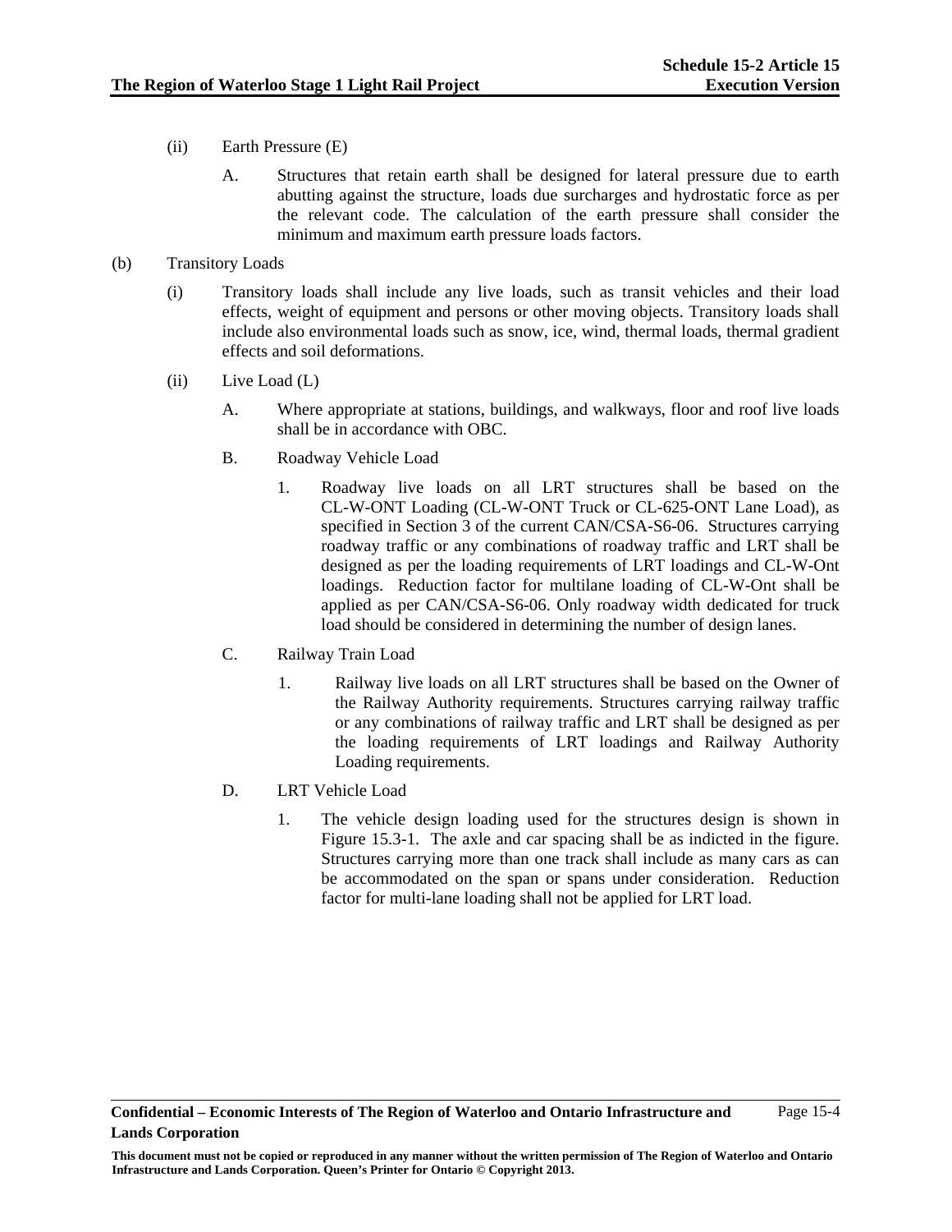(ii) Earth Pressure (E)

A. Structures that retain earth shall be designed for lateral pressure due to earth abutting against the structure, loads due surcharges and hydrostatic force as per the relevant code. The calculation of the earth pressure shall consider the minimum and maximum earth pressure loads factors.

(b) Transitory Loads

(i) Transitory loads shall include any live loads, such as transit vehicles and their load effects, weight of equipment and persons or other moving objects. Transitory loads shall include also environmental loads such as snow, ice, wind, thermal loads, thermal gradient effects and soil deformations.

(ii) Live Load (L)

A. Where appropriate at stations, buildings, and walkways, floor and roof live loads shall be in accordance with OBC.

B. Roadway Vehicle Load

1. Roadway live loads on all LRT structures shall be based on the CL-W-ONT Loading (CL-W-ONT Truck or CL-625-ONT Lane Load), as specified in Section 3 of the current CAN/CSA-S6-06. Structures carrying roadway traffic or any combinations of roadway traffic and LRT shall be designed as per the loading requirements of LRT loadings and CL-W-Ont loadings. Reduction factor for multilane loading of CL-W-Ont shall be applied as per CAN/CSA-S6-06. Only roadway width dedicated for truck load should be considered in determining the number of design lanes.

C. Railway Train Load

1. Railway live loads on all LRT structures shall be based on the Owner of the Railway Authority requirements. Structures carrying railway traffic or any combinations of railway traffic and LRT shall be designed as per the loading requirements of LRT loadings and Railway Authority Loading requirements.

D. LRT Vehicle Load

1. The vehicle design loading used for the structures design is shown in Figure 15.3-1. The axle and car spacing shall be as indicted in the figure. Structures carrying more than one track shall include as many cars as can be accommodated on the span or spans under consideration. Reduction factor for multi-lane loading shall not be applied for LRT load.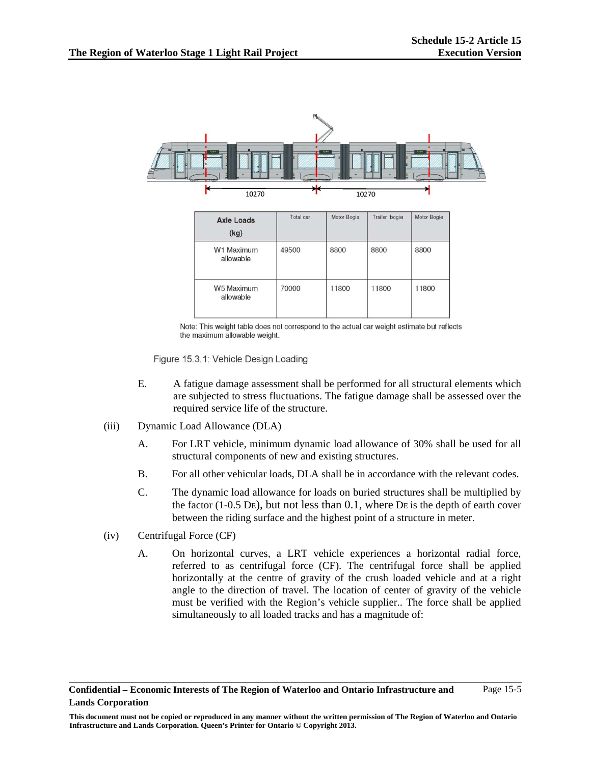10270 10270

| Axle Loads (kg) | Total car | Motor Bogie | Trailer bogie | Motor Bogie |
|---|---|---|---|---|
| W1 Maximum allowable | 49500 | 8800 | 8800 | 8800 |
| W5 Maximum allowable | 70000 | 11800 | 11800 | 11800 |

Note: This weight table does not correspond to the actual car weight estimate but reflects the maximum allowable weight.

Figure 15.3.1: Vehicle Design Loading

E. A fatigue damage assessment shall be performed for all structural elements which are subjected to stress fluctuations. The fatigue damage shall be assessed over the required service life of the structure.

(iii) Dynamic Load Allowance (DLA)

A. For LRT vehicle, minimum dynamic load allowance of 30% shall be used for all structural components of new and existing structures.

B. For all other vehicular loads, DLA shall be in accordance with the relevant codes.

C. The dynamic load allowance for loads on buried structures shall be multiplied by the factor ($1-0.5\ D_E$), but not less than 0.1, where $D_E$ is the depth of earth cover between the riding surface and the highest point of a structure in meter.

(iv) Centrifugal Force (CF)

A. On horizontal curves, a LRT vehicle experiences a horizontal radial force, referred to as centrifugal force (CF). The centrifugal force shall be applied horizontally at the centre of gravity of the crush loaded vehicle and at a right angle to the direction of travel. The location of center of gravity of the vehicle must be verified with the Region's vehicle supplier.. The force shall be applied simultaneously to all loaded tracks and has a magnitude of: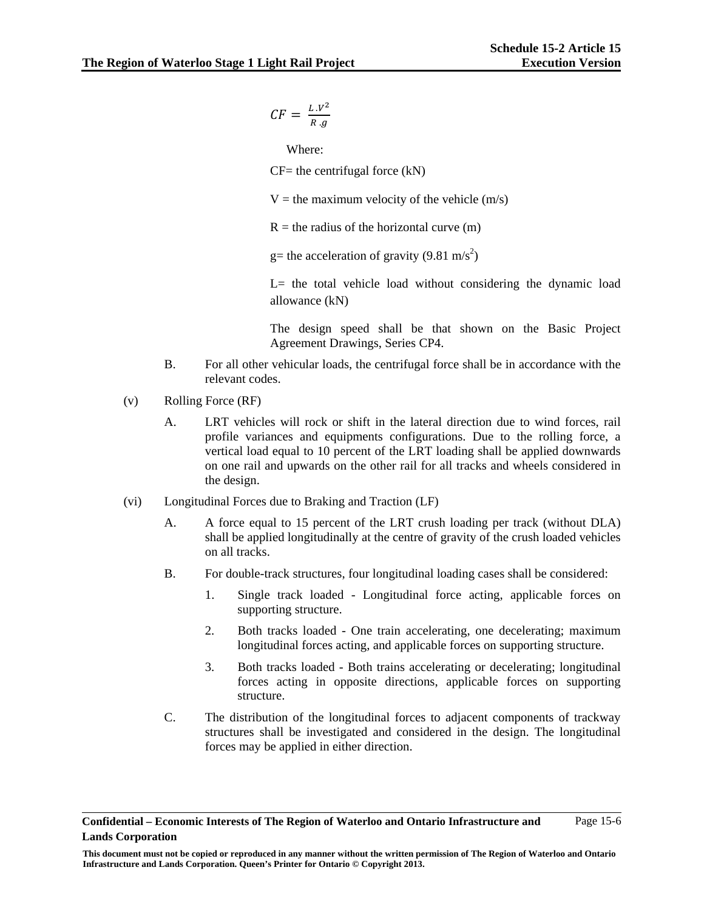$$CF = \frac{L.V^2}{R.g}$$

Where:

CF= the centrifugal force (kN)

V = the maximum velocity of the vehicle (m/s)

R = the radius of the horizontal curve (m)

g= the acceleration of gravity (9.81 $m/s^2$)

L= the total vehicle load without considering the dynamic load allowance (kN)

The design speed shall be that shown on the Basic Project Agreement Drawings, Series CP4.

B. For all other vehicular loads, the centrifugal force shall be in accordance with the relevant codes.

(v) Rolling Force (RF)

A. LRT vehicles will rock or shift in the lateral direction due to wind forces, rail profile variances and equipments configurations. Due to the rolling force, a vertical load equal to 10 percent of the LRT loading shall be applied downwards on one rail and upwards on the other rail for all tracks and wheels considered in the design.

(vi) Longitudinal Forces due to Braking and Traction (LF)

A. A force equal to 15 percent of the LRT crush loading per track (without DLA) shall be applied longitudinally at the centre of gravity of the crush loaded vehicles on all tracks.

B. For double-track structures, four longitudinal loading cases shall be considered:

1. Single track loaded - Longitudinal force acting, applicable forces on supporting structure.
2. Both tracks loaded - One train accelerating, one decelerating; maximum longitudinal forces acting, and applicable forces on supporting structure.
3. Both tracks loaded - Both trains accelerating or decelerating; longitudinal forces acting in opposite directions, applicable forces on supporting structure.

C. The distribution of the longitudinal forces to adjacent components of trackway structures shall be investigated and considered in the design. The longitudinal forces may be applied in either direction.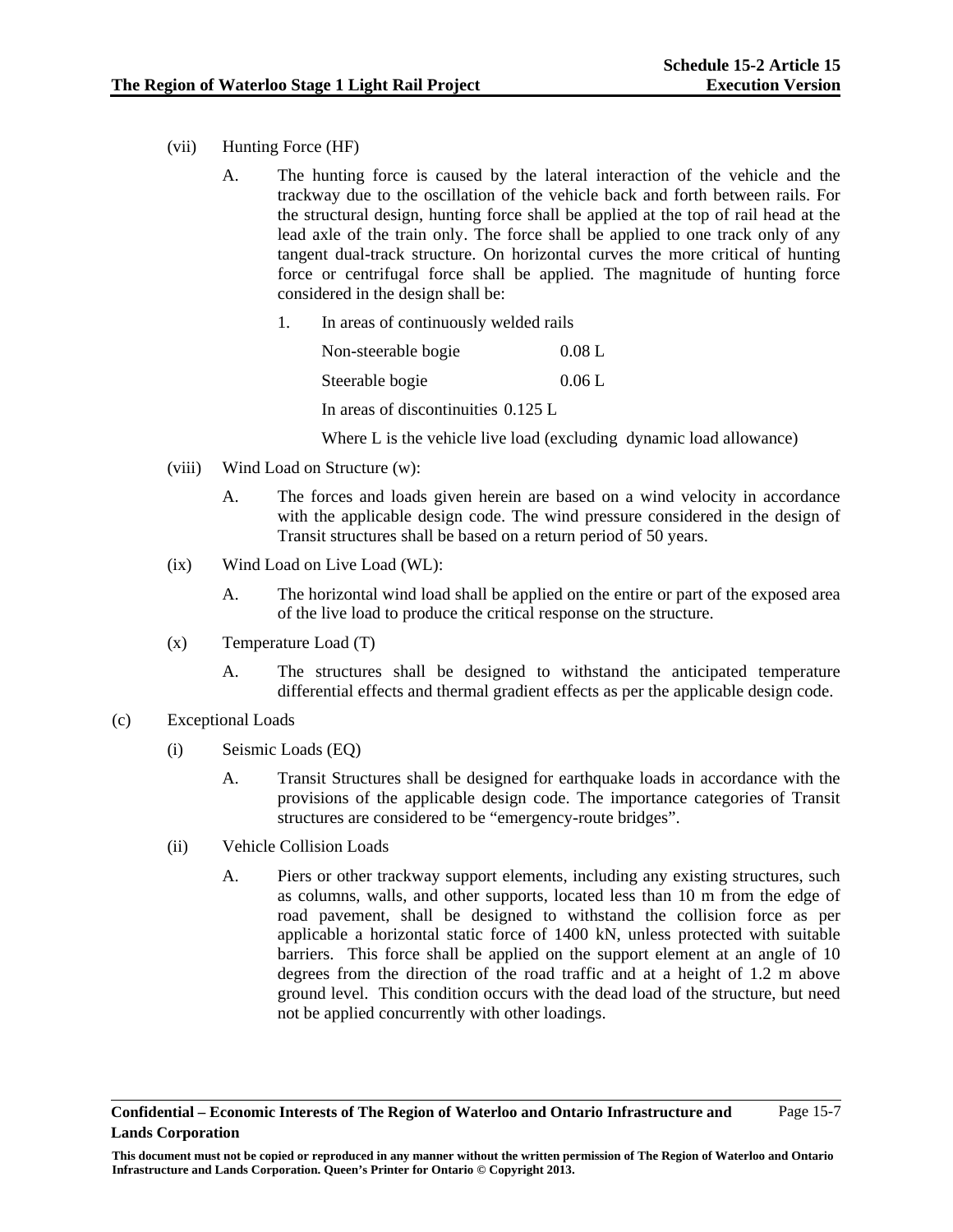(vii) Hunting Force (HF)

A. The hunting force is caused by the lateral interaction of the vehicle and the trackway due to the oscillation of the vehicle back and forth between rails. For the structural design, hunting force shall be applied at the top of rail head at the lead axle of the train only. The force shall be applied to one track only of any tangent dual-track structure. On horizontal curves the more critical of hunting force or centrifugal force shall be applied. The magnitude of hunting force considered in the design shall be:

1. In areas of continuously welded rails

| | |
|---|---|
| Non-steerable bogie | 0.08 L |
| Steerable bogie | 0.06 L |

In areas of discontinuities 0.125 L

Where L is the vehicle live load (excluding dynamic load allowance)

(viii) Wind Load on Structure (w):

A. The forces and loads given herein are based on a wind velocity in accordance with the applicable design code. The wind pressure considered in the design of Transit structures shall be based on a return period of 50 years.

(ix) Wind Load on Live Load (WL):

A. The horizontal wind load shall be applied on the entire or part of the exposed area of the live load to produce the critical response on the structure.

(x) Temperature Load (T)

A. The structures shall be designed to withstand the anticipated temperature differential effects and thermal gradient effects as per the applicable design code.

(c) Exceptional Loads

(i) Seismic Loads (EQ)

A. Transit Structures shall be designed for earthquake loads in accordance with the provisions of the applicable design code. The importance categories of Transit structures are considered to be "emergency-route bridges".

(ii) Vehicle Collision Loads

A. Piers or other trackway support elements, including any existing structures, such as columns, walls, and other supports, located less than 10 m from the edge of road pavement, shall be designed to withstand the collision force as per applicable a horizontal static force of 1400 kN, unless protected with suitable barriers. This force shall be applied on the support element at an angle of 10 degrees from the direction of the road traffic and at a height of 1.2 m above ground level. This condition occurs with the dead load of the structure, but need not be applied concurrently with other loadings.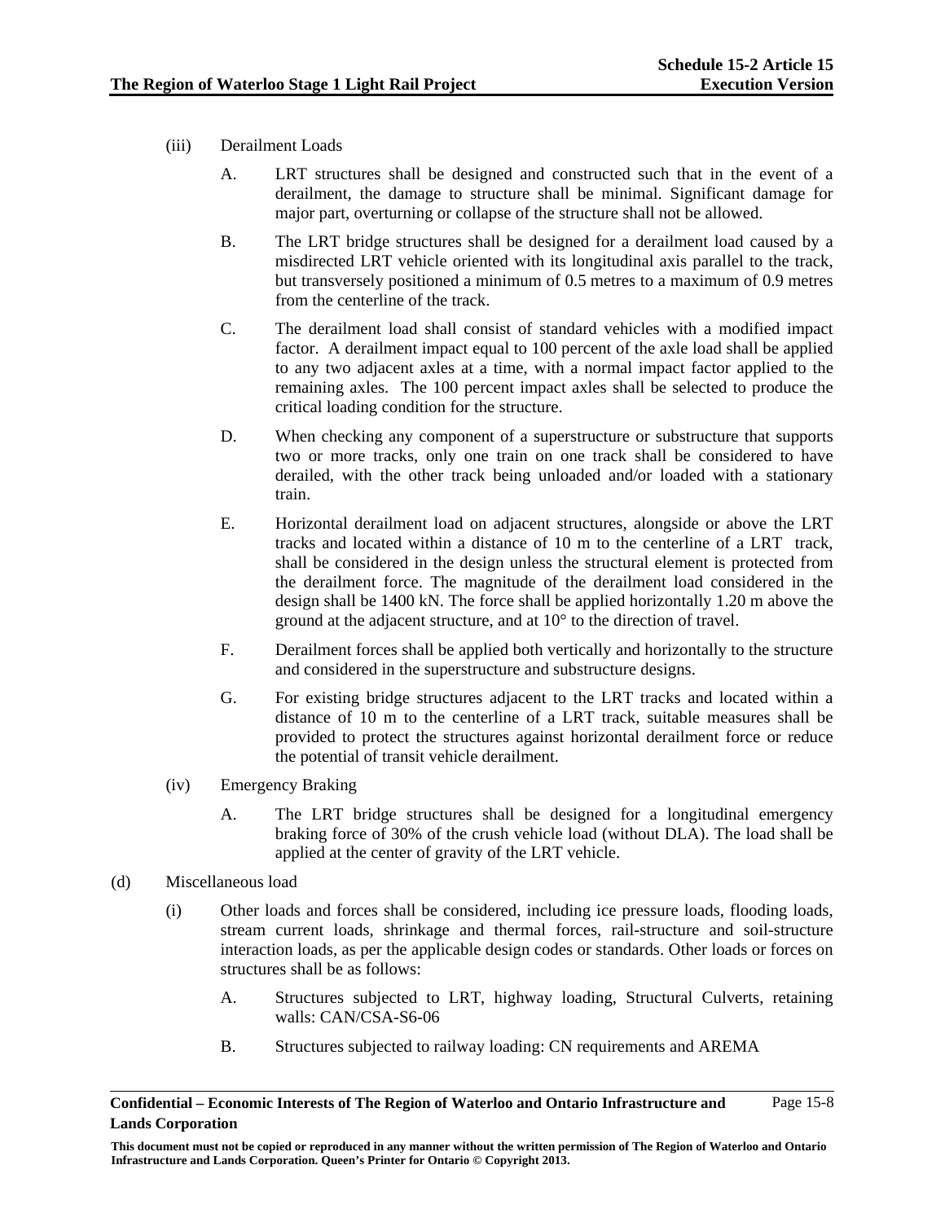(iii) Derailment Loads

A. LRT structures shall be designed and constructed such that in the event of a derailment, the damage to structure shall be minimal. Significant damage for major part, overturning or collapse of the structure shall not be allowed.

B. The LRT bridge structures shall be designed for a derailment load caused by a misdirected LRT vehicle oriented with its longitudinal axis parallel to the track, but transversely positioned a minimum of 0.5 metres to a maximum of 0.9 metres from the centerline of the track.

C. The derailment load shall consist of standard vehicles with a modified impact factor. A derailment impact equal to 100 percent of the axle load shall be applied to any two adjacent axles at a time, with a normal impact factor applied to the remaining axles. The 100 percent impact axles shall be selected to produce the critical loading condition for the structure.

D. When checking any component of a superstructure or substructure that supports two or more tracks, only one train on one track shall be considered to have derailed, with the other track being unloaded and/or loaded with a stationary train.

E. Horizontal derailment load on adjacent structures, alongside or above the LRT tracks and located within a distance of 10 m to the centerline of a LRT track, shall be considered in the design unless the structural element is protected from the derailment force. The magnitude of the derailment load considered in the design shall be 1400 kN. The force shall be applied horizontally 1.20 m above the ground at the adjacent structure, and at 10° to the direction of travel.

F. Derailment forces shall be applied both vertically and horizontally to the structure and considered in the superstructure and substructure designs.

G. For existing bridge structures adjacent to the LRT tracks and located within a distance of 10 m to the centerline of a LRT track, suitable measures shall be provided to protect the structures against horizontal derailment force or reduce the potential of transit vehicle derailment.

(iv) Emergency Braking

A. The LRT bridge structures shall be designed for a longitudinal emergency braking force of 30% of the crush vehicle load (without DLA). The load shall be applied at the center of gravity of the LRT vehicle.

(d) Miscellaneous load

(i) Other loads and forces shall be considered, including ice pressure loads, flooding loads, stream current loads, shrinkage and thermal forces, rail-structure and soil-structure interaction loads, as per the applicable design codes or standards. Other loads or forces on structures shall be as follows:

A. Structures subjected to LRT, highway loading, Structural Culverts, retaining walls: CAN/CSA-S6-06

B. Structures subjected to railway loading: CN requirements and AREMA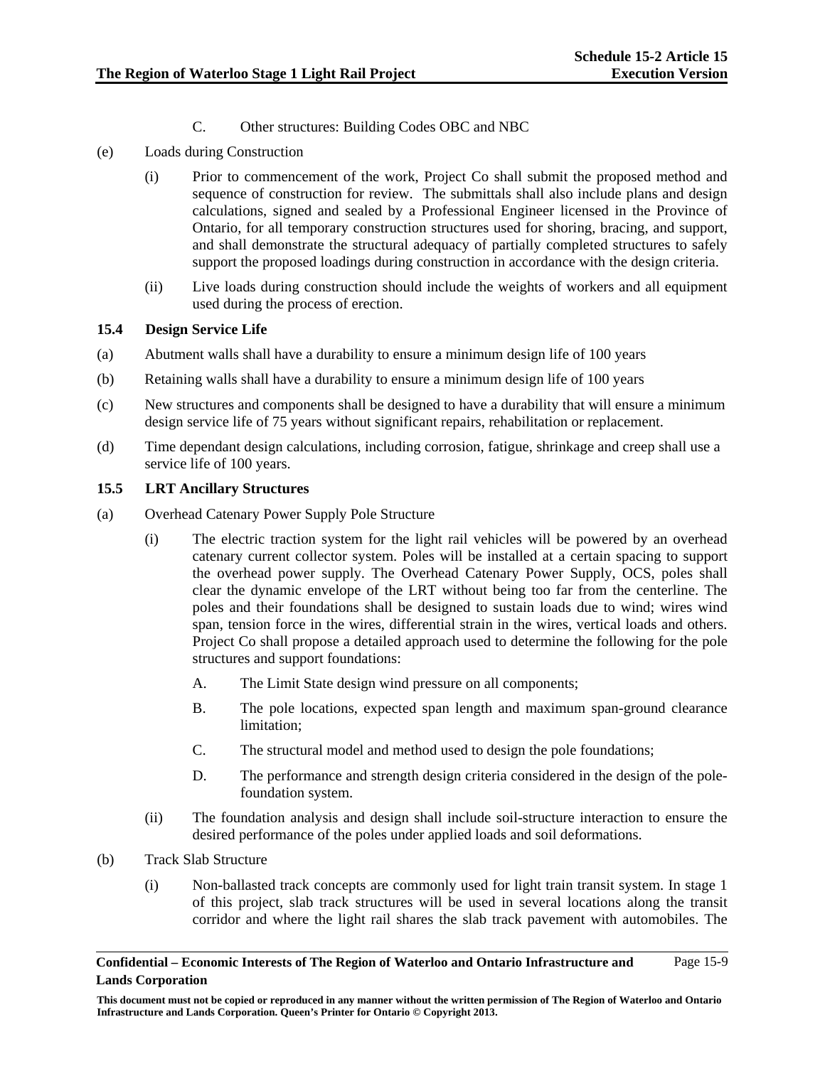C. Other structures: Building Codes OBC and NBC

(e) Loads during Construction

(i) Prior to commencement of the work, Project Co shall submit the proposed method and sequence of construction for review. The submittals shall also include plans and design calculations, signed and sealed by a Professional Engineer licensed in the Province of Ontario, for all temporary construction structures used for shoring, bracing, and support, and shall demonstrate the structural adequacy of partially completed structures to safely support the proposed loadings during construction in accordance with the design criteria.

(ii) Live loads during construction should include the weights of workers and all equipment used during the process of erection.

### 15.4 Design Service Life

(a) Abutment walls shall have a durability to ensure a minimum design life of 100 years

(b) Retaining walls shall have a durability to ensure a minimum design life of 100 years

(c) New structures and components shall be designed to have a durability that will ensure a minimum design service life of 75 years without significant repairs, rehabilitation or replacement.

(d) Time dependant design calculations, including corrosion, fatigue, shrinkage and creep shall use a service life of 100 years.

### 15.5 LRT Ancillary Structures

(a) Overhead Catenary Power Supply Pole Structure

(i) The electric traction system for the light rail vehicles will be powered by an overhead catenary current collector system. Poles will be installed at a certain spacing to support the overhead power supply. The Overhead Catenary Power Supply, OCS, poles shall clear the dynamic envelope of the LRT without being too far from the centerline. The poles and their foundations shall be designed to sustain loads due to wind; wires wind span, tension force in the wires, differential strain in the wires, vertical loads and others. Project Co shall propose a detailed approach used to determine the following for the pole structures and support foundations:

A. The Limit State design wind pressure on all components;

B. The pole locations, expected span length and maximum span-ground clearance limitation;

C. The structural model and method used to design the pole foundations;

D. The performance and strength design criteria considered in the design of the pole-foundation system.

(ii) The foundation analysis and design shall include soil-structure interaction to ensure the desired performance of the poles under applied loads and soil deformations.

(b) Track Slab Structure

(i) Non-ballasted track concepts are commonly used for light train transit system. In stage 1 of this project, slab track structures will be used in several locations along the transit corridor and where the light rail shares the slab track pavement with automobiles. The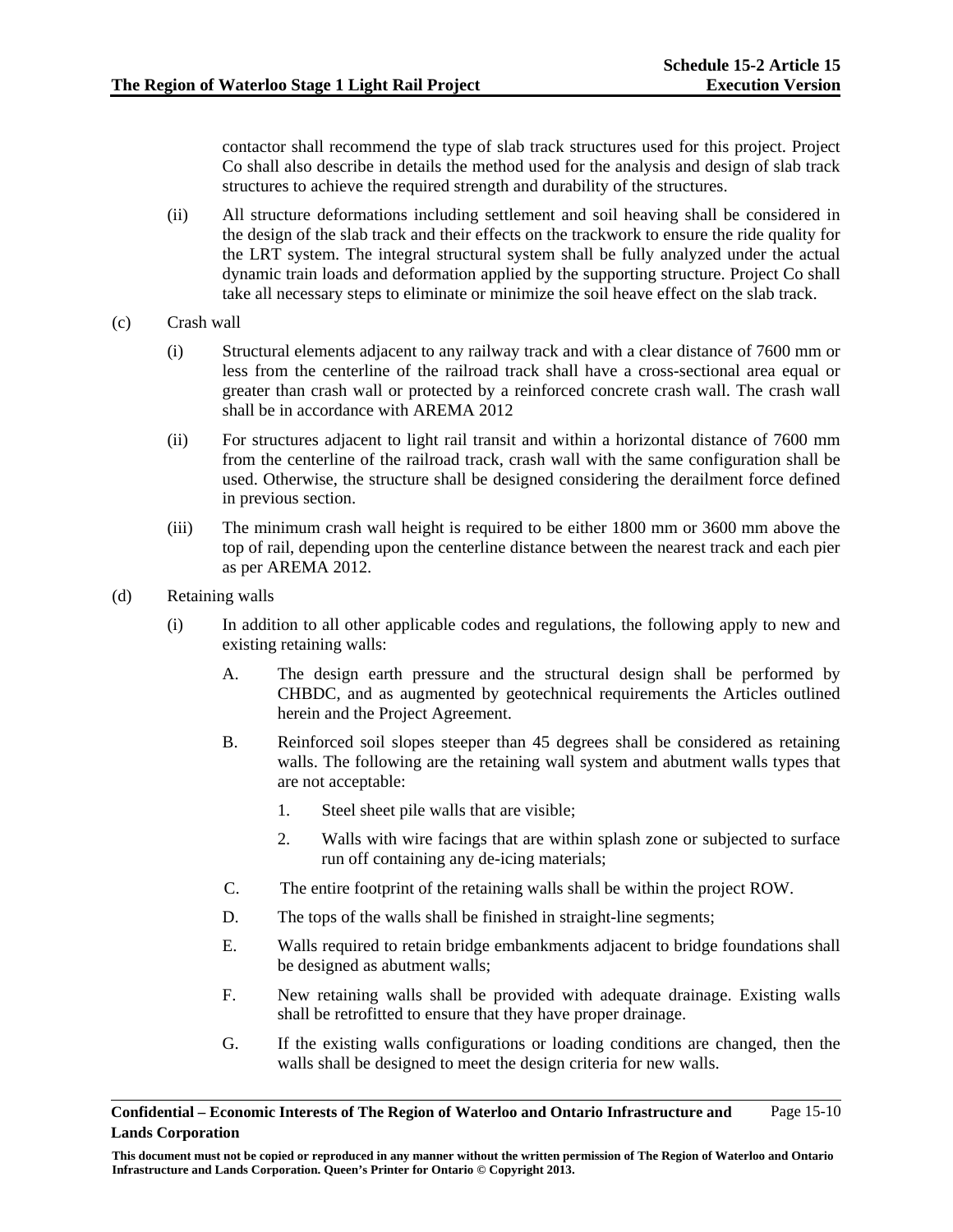contactor shall recommend the type of slab track structures used for this project. Project Co shall also describe in details the method used for the analysis and design of slab track structures to achieve the required strength and durability of the structures.

(ii) All structure deformations including settlement and soil heaving shall be considered in the design of the slab track and their effects on the trackwork to ensure the ride quality for the LRT system. The integral structural system shall be fully analyzed under the actual dynamic train loads and deformation applied by the supporting structure. Project Co shall take all necessary steps to eliminate or minimize the soil heave effect on the slab track.

(c) Crash wall

(i) Structural elements adjacent to any railway track and with a clear distance of 7600 mm or less from the centerline of the railroad track shall have a cross-sectional area equal or greater than crash wall or protected by a reinforced concrete crash wall. The crash wall shall be in accordance with AREMA 2012

(ii) For structures adjacent to light rail transit and within a horizontal distance of 7600 mm from the centerline of the railroad track, crash wall with the same configuration shall be used. Otherwise, the structure shall be designed considering the derailment force defined in previous section.

(iii) The minimum crash wall height is required to be either 1800 mm or 3600 mm above the top of rail, depending upon the centerline distance between the nearest track and each pier as per AREMA 2012.

(d) Retaining walls

(i) In addition to all other applicable codes and regulations, the following apply to new and existing retaining walls:

A. The design earth pressure and the structural design shall be performed by CHBDC, and as augmented by geotechnical requirements the Articles outlined herein and the Project Agreement.

B. Reinforced soil slopes steeper than 45 degrees shall be considered as retaining walls. The following are the retaining wall system and abutment walls types that are not acceptable:

1. Steel sheet pile walls that are visible;

2. Walls with wire facings that are within splash zone or subjected to surface run off containing any de-icing materials;

C. The entire footprint of the retaining walls shall be within the project ROW.

D. The tops of the walls shall be finished in straight-line segments;

E. Walls required to retain bridge embankments adjacent to bridge foundations shall be designed as abutment walls;

F. New retaining walls shall be provided with adequate drainage. Existing walls shall be retrofitted to ensure that they have proper drainage.

G. If the existing walls configurations or loading conditions are changed, then the walls shall be designed to meet the design criteria for new walls.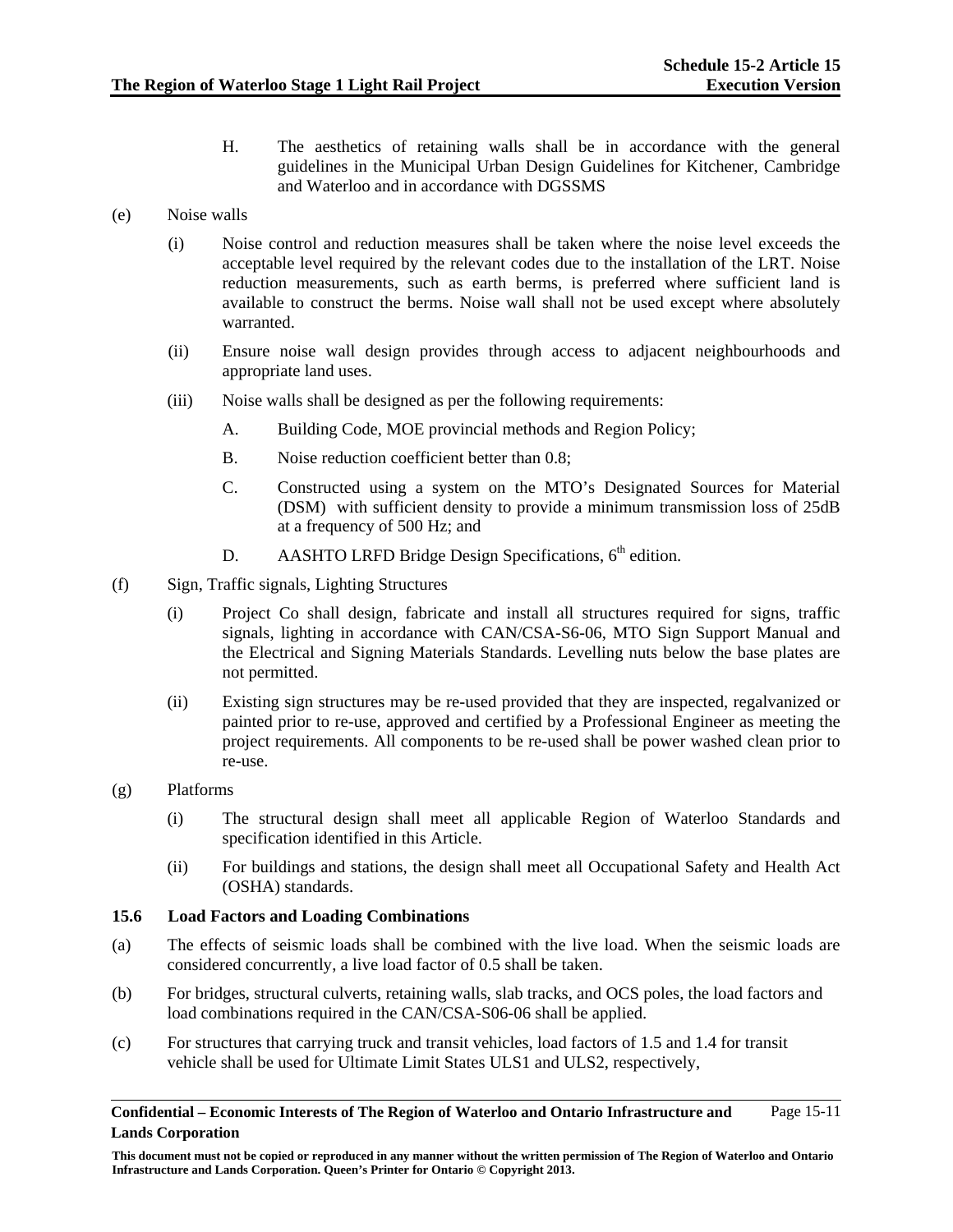H. The aesthetics of retaining walls shall be in accordance with the general guidelines in the Municipal Urban Design Guidelines for Kitchener, Cambridge and Waterloo and in accordance with DGSSMS

(e) Noise walls

(i) Noise control and reduction measures shall be taken where the noise level exceeds the acceptable level required by the relevant codes due to the installation of the LRT. Noise reduction measurements, such as earth berms, is preferred where sufficient land is available to construct the berms. Noise wall shall not be used except where absolutely warranted.

(ii) Ensure noise wall design provides through access to adjacent neighbourhoods and appropriate land uses.

(iii) Noise walls shall be designed as per the following requirements:

A. Building Code, MOE provincial methods and Region Policy;

B. Noise reduction coefficient better than 0.8;

C. Constructed using a system on the MTO's Designated Sources for Material (DSM) with sufficient density to provide a minimum transmission loss of 25dB at a frequency of 500 Hz; and

D. AASHTO LRFD Bridge Design Specifications, 6th edition.

(f) Sign, Traffic signals, Lighting Structures

(i) Project Co shall design, fabricate and install all structures required for signs, traffic signals, lighting in accordance with CAN/CSA-S6-06, MTO Sign Support Manual and the Electrical and Signing Materials Standards. Levelling nuts below the base plates are not permitted.

(ii) Existing sign structures may be re-used provided that they are inspected, regalvanized or painted prior to re-use, approved and certified by a Professional Engineer as meeting the project requirements. All components to be re-used shall be power washed clean prior to re-use.

(g) Platforms

(i) The structural design shall meet all applicable Region of Waterloo Standards and specification identified in this Article.

(ii) For buildings and stations, the design shall meet all Occupational Safety and Health Act (OSHA) standards.

### 15.6 Load Factors and Loading Combinations

(a) The effects of seismic loads shall be combined with the live load. When the seismic loads are considered concurrently, a live load factor of 0.5 shall be taken.

(b) For bridges, structural culverts, retaining walls, slab tracks, and OCS poles, the load factors and load combinations required in the CAN/CSA-S06-06 shall be applied.

(c) For structures that carrying truck and transit vehicles, load factors of 1.5 and 1.4 for transit vehicle shall be used for Ultimate Limit States ULS1 and ULS2, respectively,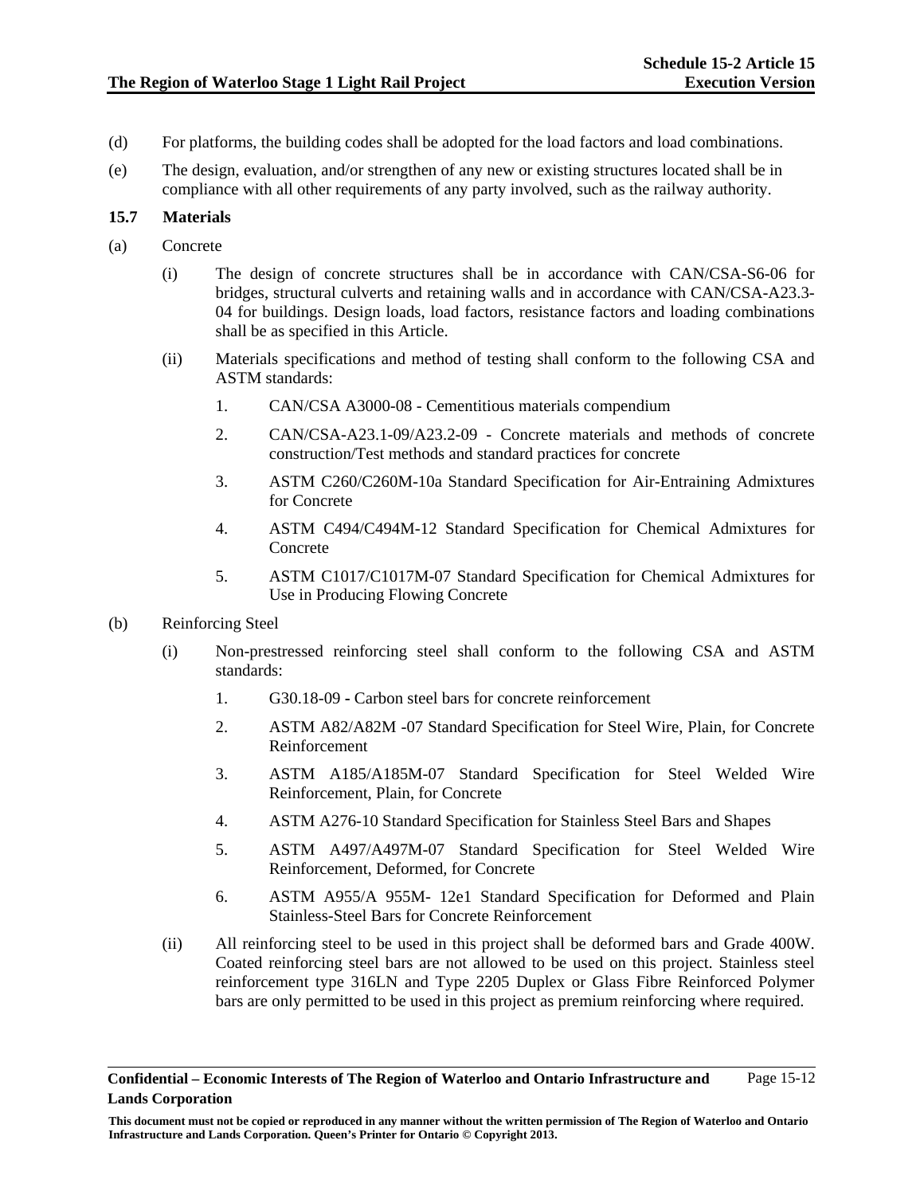(d) For platforms, the building codes shall be adopted for the load factors and load combinations.

(e) The design, evaluation, and/or strengthen of any new or existing structures located shall be in compliance with all other requirements of any party involved, such as the railway authority.

### 15.7 Materials

(a) Concrete

(i) The design of concrete structures shall be in accordance with CAN/CSA-S6-06 for bridges, structural culverts and retaining walls and in accordance with CAN/CSA-A23.3-04 for buildings. Design loads, load factors, resistance factors and loading combinations shall be as specified in this Article.

(ii) Materials specifications and method of testing shall conform to the following CSA and ASTM standards:

1. CAN/CSA A3000-08 - Cementitious materials compendium
2. CAN/CSA-A23.1-09/A23.2-09 - Concrete materials and methods of concrete construction/Test methods and standard practices for concrete
3. ASTM C260/C260M-10a Standard Specification for Air-Entraining Admixtures for Concrete
4. ASTM C494/C494M-12 Standard Specification for Chemical Admixtures for Concrete
5. ASTM C1017/C1017M-07 Standard Specification for Chemical Admixtures for Use in Producing Flowing Concrete

(b) Reinforcing Steel

(i) Non-prestressed reinforcing steel shall conform to the following CSA and ASTM standards:

1. G30.18-09 **-** Carbon steel bars for concrete reinforcement
2. ASTM A82/A82M -07 Standard Specification for Steel Wire, Plain, for Concrete Reinforcement
3. ASTM A185/A185M-07 Standard Specification for Steel Welded Wire Reinforcement, Plain, for Concrete
4. ASTM A276-10 Standard Specification for Stainless Steel Bars and Shapes
5. ASTM A497/A497M-07 Standard Specification for Steel Welded Wire Reinforcement, Deformed, for Concrete
6. ASTM A955/A 955M- 12e1 Standard Specification for Deformed and Plain Stainless-Steel Bars for Concrete Reinforcement

(ii) All reinforcing steel to be used in this project shall be deformed bars and Grade 400W. Coated reinforcing steel bars are not allowed to be used on this project. Stainless steel reinforcement type 316LN and Type 2205 Duplex or Glass Fibre Reinforced Polymer bars are only permitted to be used in this project as premium reinforcing where required.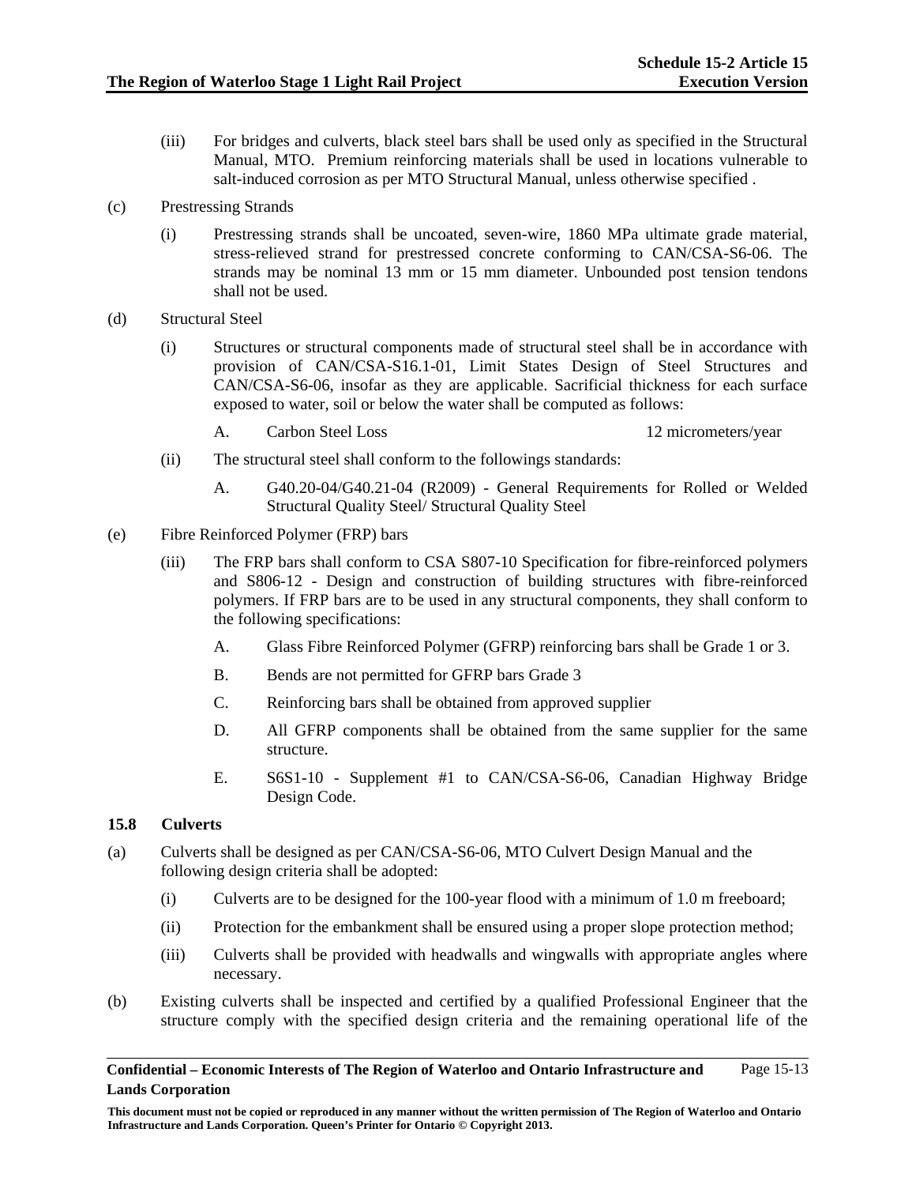(iii) For bridges and culverts, black steel bars shall be used only as specified in the Structural Manual, MTO. Premium reinforcing materials shall be used in locations vulnerable to salt-induced corrosion as per MTO Structural Manual, unless otherwise specified .

(c) Prestressing Strands

(i) Prestressing strands shall be uncoated, seven-wire, 1860 MPa ultimate grade material, stress-relieved strand for prestressed concrete conforming to CAN/CSA-S6-06. The strands may be nominal 13 mm or 15 mm diameter. Unbounded post tension tendons shall not be used.

(d) Structural Steel

(i) Structures or structural components made of structural steel shall be in accordance with provision of CAN/CSA-S16.1-01, Limit States Design of Steel Structures and CAN/CSA-S6-06, insofar as they are applicable. Sacrificial thickness for each surface exposed to water, soil or below the water shall be computed as follows:

A. Carbon Steel Loss 12 micrometers/year

(ii) The structural steel shall conform to the followings standards:

A. G40.20-04/G40.21-04 (R2009) - General Requirements for Rolled or Welded Structural Quality Steel/ Structural Quality Steel

(e) Fibre Reinforced Polymer (FRP) bars

(iii) The FRP bars shall conform to CSA S807-10 Specification for fibre-reinforced polymers and S806-12 - Design and construction of building structures with fibre-reinforced polymers. If FRP bars are to be used in any structural components, they shall conform to the following specifications:

A. Glass Fibre Reinforced Polymer (GFRP) reinforcing bars shall be Grade 1 or 3.

B. Bends are not permitted for GFRP bars Grade 3

C. Reinforcing bars shall be obtained from approved supplier

D. All GFRP components shall be obtained from the same supplier for the same structure.

E. S6S1-10 - Supplement #1 to CAN/CSA-S6-06, Canadian Highway Bridge Design Code.

### 15.8 Culverts

(a) Culverts shall be designed as per CAN/CSA-S6-06, MTO Culvert Design Manual and the following design criteria shall be adopted:

(i) Culverts are to be designed for the 100-year flood with a minimum of 1.0 m freeboard;

(ii) Protection for the embankment shall be ensured using a proper slope protection method;

(iii) Culverts shall be provided with headwalls and wingwalls with appropriate angles where necessary.

(b) Existing culverts shall be inspected and certified by a qualified Professional Engineer that the structure comply with the specified design criteria and the remaining operational life of the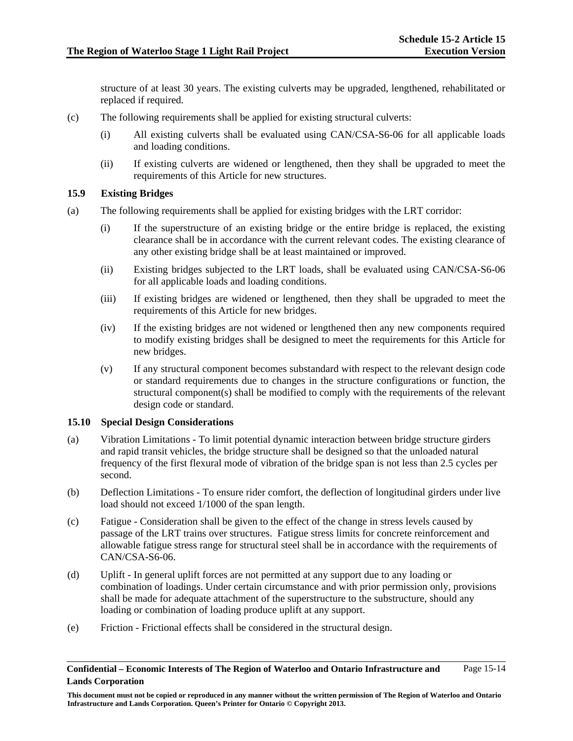structure of at least 30 years. The existing culverts may be upgraded, lengthened, rehabilitated or replaced if required.

(c) The following requirements shall be applied for existing structural culverts:

(i) All existing culverts shall be evaluated using CAN/CSA-S6-06 for all applicable loads and loading conditions.

(ii) If existing culverts are widened or lengthened, then they shall be upgraded to meet the requirements of this Article for new structures.

### 15.9 Existing Bridges

(a) The following requirements shall be applied for existing bridges with the LRT corridor:

(i) If the superstructure of an existing bridge or the entire bridge is replaced, the existing clearance shall be in accordance with the current relevant codes. The existing clearance of any other existing bridge shall be at least maintained or improved.

(ii) Existing bridges subjected to the LRT loads, shall be evaluated using CAN/CSA-S6-06 for all applicable loads and loading conditions.

(iii) If existing bridges are widened or lengthened, then they shall be upgraded to meet the requirements of this Article for new bridges.

(iv) If the existing bridges are not widened or lengthened then any new components required to modify existing bridges shall be designed to meet the requirements for this Article for new bridges.

(v) If any structural component becomes substandard with respect to the relevant design code or standard requirements due to changes in the structure configurations or function, the structural component(s) shall be modified to comply with the requirements of the relevant design code or standard.

### 15.10 Special Design Considerations

(a) Vibration Limitations - To limit potential dynamic interaction between bridge structure girders and rapid transit vehicles, the bridge structure shall be designed so that the unloaded natural frequency of the first flexural mode of vibration of the bridge span is not less than 2.5 cycles per second.

(b) Deflection Limitations - To ensure rider comfort, the deflection of longitudinal girders under live load should not exceed 1/1000 of the span length.

(c) Fatigue - Consideration shall be given to the effect of the change in stress levels caused by passage of the LRT trains over structures. Fatigue stress limits for concrete reinforcement and allowable fatigue stress range for structural steel shall be in accordance with the requirements of CAN/CSA-S6-06.

(d) Uplift - In general uplift forces are not permitted at any support due to any loading or combination of loadings. Under certain circumstance and with prior permission only, provisions shall be made for adequate attachment of the superstructure to the substructure, should any loading or combination of loading produce uplift at any support.

(e) Friction - Frictional effects shall be considered in the structural design.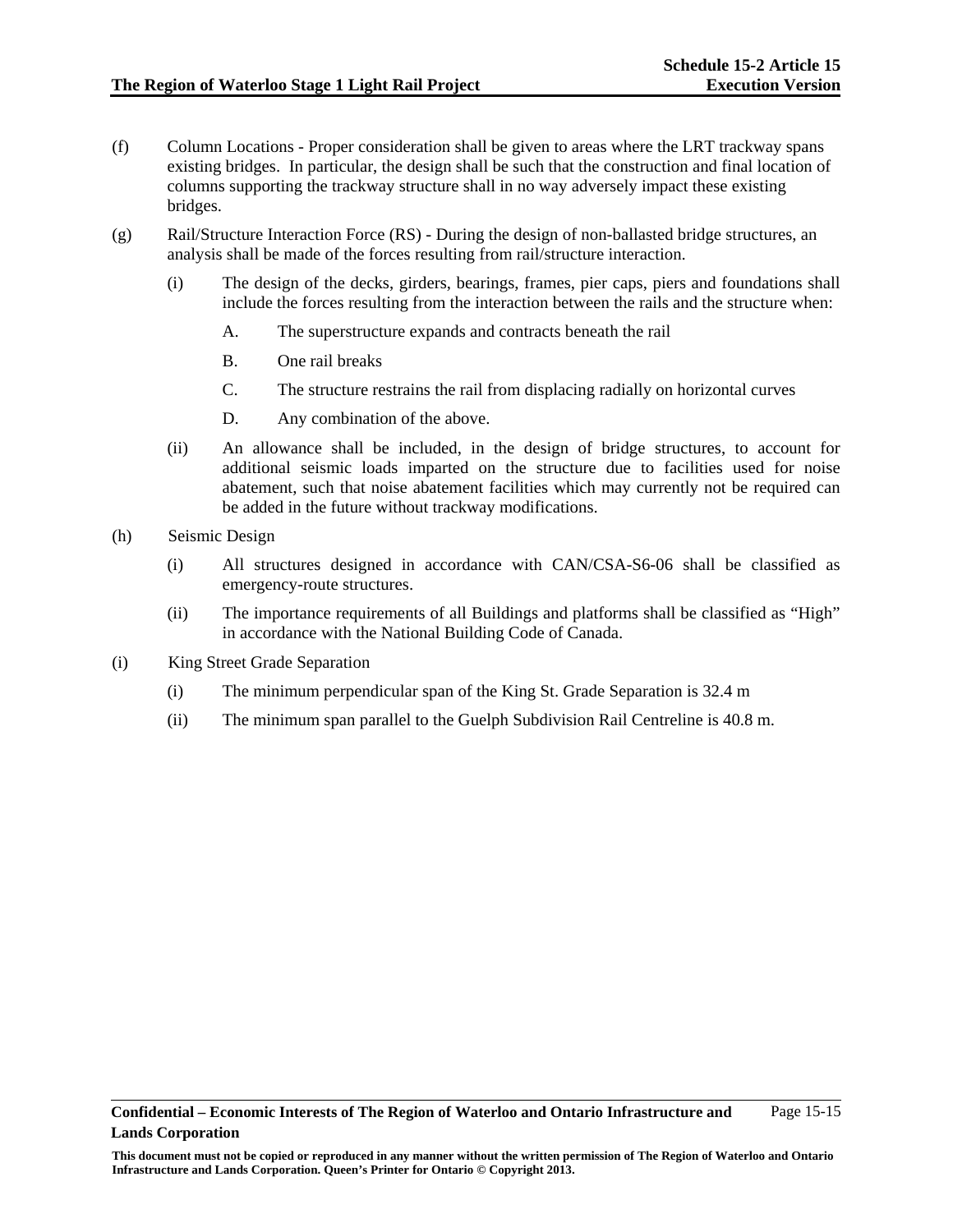(f) Column Locations - Proper consideration shall be given to areas where the LRT trackway spans existing bridges. In particular, the design shall be such that the construction and final location of columns supporting the trackway structure shall in no way adversely impact these existing bridges.

(g) Rail/Structure Interaction Force (RS) - During the design of non-ballasted bridge structures, an analysis shall be made of the forces resulting from rail/structure interaction.

  (i) The design of the decks, girders, bearings, frames, pier caps, piers and foundations shall include the forces resulting from the interaction between the rails and the structure when:

    A. The superstructure expands and contracts beneath the rail

    B. One rail breaks

    C. The structure restrains the rail from displacing radially on horizontal curves

    D. Any combination of the above.

  (ii) An allowance shall be included, in the design of bridge structures, to account for additional seismic loads imparted on the structure due to facilities used for noise abatement, such that noise abatement facilities which may currently not be required can be added in the future without trackway modifications.

(h) Seismic Design

  (i) All structures designed in accordance with CAN/CSA-S6-06 shall be classified as emergency-route structures.

  (ii) The importance requirements of all Buildings and platforms shall be classified as "High" in accordance with the National Building Code of Canada.

(i) King Street Grade Separation

  (i) The minimum perpendicular span of the King St. Grade Separation is 32.4 m

  (ii) The minimum span parallel to the Guelph Subdivision Rail Centreline is 40.8 m.